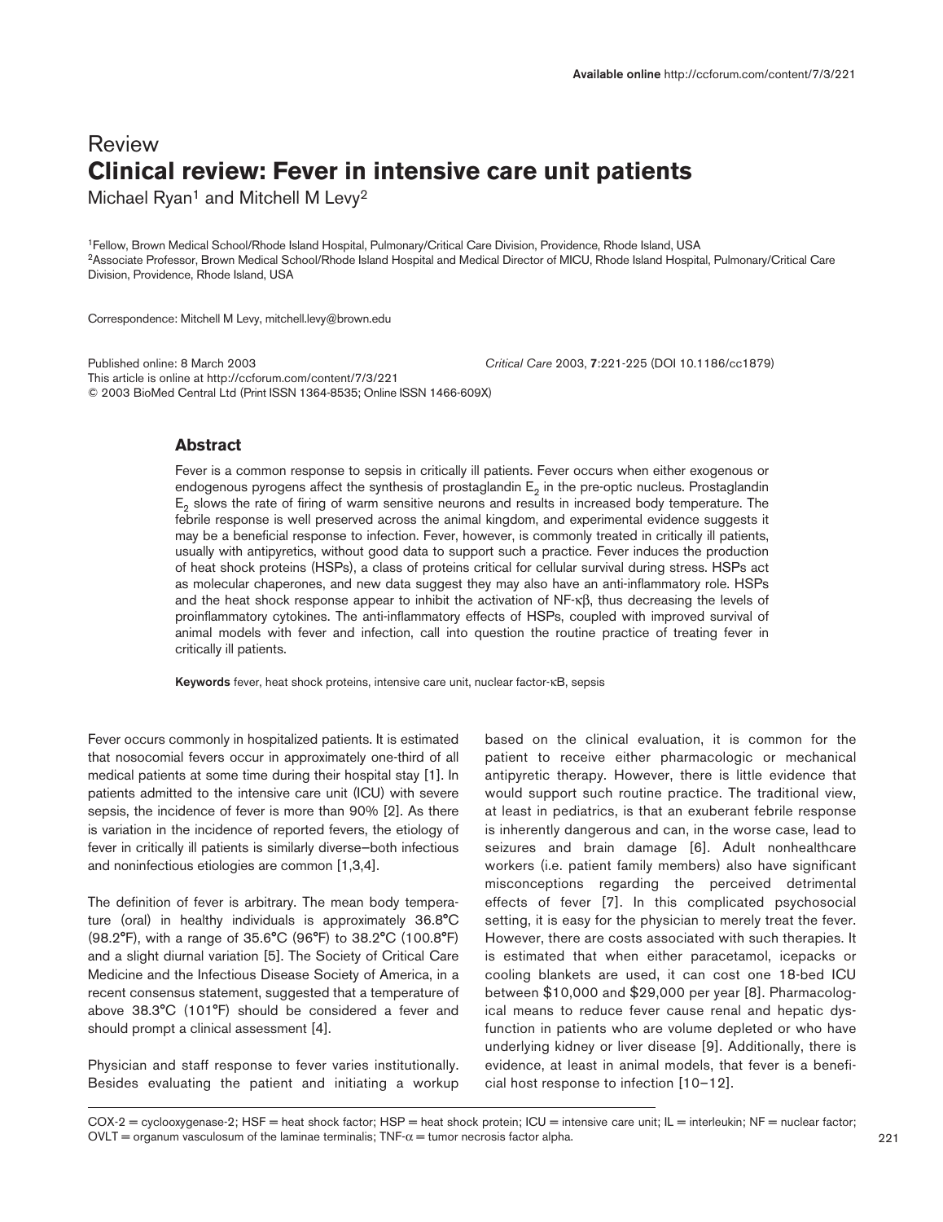Review

# Clinical review: Fever in intensive care unit patients

Michael Ryan[1] and Mitchell M Levy[2]

[1]Fellow, Brown Medical School/Rhode Island Hospital, Pulmonary/Critical Care Division, Providence, Rhode Island, USA
[2]Associate Professor, Brown Medical School/Rhode Island Hospital and Medical Director of MICU, Rhode Island Hospital, Pulmonary/Critical Care Division, Providence, Rhode Island, USA

Correspondence: Mitchell M Levy, mitchell.levy@brown.edu

Published online: 8 March 2003
This article is online at http://ccforum.com/content/7/3/221
© 2003 BioMed Central Ltd (Print ISSN 1364-8535; Online ISSN 1466-609X)

*Critical Care* 2003, **7**:221-225 (DOI 10.1186/cc1879)

## Abstract

Fever is a common response to sepsis in critically ill patients. Fever occurs when either exogenous or endogenous pyrogens affect the synthesis of prostaglandin $E_2$ in the pre-optic nucleus. Prostaglandin $E_2$ slows the rate of firing of warm sensitive neurons and results in increased body temperature. The febrile response is well preserved across the animal kingdom, and experimental evidence suggests it may be a beneficial response to infection. Fever, however, is commonly treated in critically ill patients, usually with antipyretics, without good data to support such a practice. Fever induces the production of heat shock proteins (HSPs), a class of proteins critical for cellular survival during stress. HSPs act as molecular chaperones, and new data suggest they may also have an anti-inflammatory role. HSPs and the heat shock response appear to inhibit the activation of NF-κβ, thus decreasing the levels of proinflammatory cytokines. The anti-inflammatory effects of HSPs, coupled with improved survival of animal models with fever and infection, call into question the routine practice of treating fever in critically ill patients.

**Keywords** fever, heat shock proteins, intensive care unit, nuclear factor-κB, sepsis

Fever occurs commonly in hospitalized patients. It is estimated that nosocomial fevers occur in approximately one-third of all medical patients at some time during their hospital stay [1]. In patients admitted to the intensive care unit (ICU) with severe sepsis, the incidence of fever is more than 90% [2]. As there is variation in the incidence of reported fevers, the etiology of fever in critically ill patients is similarly diverse–both infectious and noninfectious etiologies are common [1,3,4].

The definition of fever is arbitrary. The mean body temperature (oral) in healthy individuals is approximately 36.8°C (98.2°F), with a range of 35.6°C (96°F) to 38.2°C (100.8°F) and a slight diurnal variation [5]. The Society of Critical Care Medicine and the Infectious Disease Society of America, in a recent consensus statement, suggested that a temperature of above 38.3°C (101°F) should be considered a fever and should prompt a clinical assessment [4].

Physician and staff response to fever varies institutionally. Besides evaluating the patient and initiating a workup based on the clinical evaluation, it is common for the patient to receive either pharmacologic or mechanical antipyretic therapy. However, there is little evidence that would support such routine practice. The traditional view, at least in pediatrics, is that an exuberant febrile response is inherently dangerous and can, in the worse case, lead to seizures and brain damage [6]. Adult nonhealthcare workers (i.e. patient family members) also have significant misconceptions regarding the perceived detrimental effects of fever [7]. In this complicated psychosocial setting, it is easy for the physician to merely treat the fever. However, there are costs associated with such therapies. It is estimated that when either paracetamol, icepacks or cooling blankets are used, it can cost one 18-bed ICU between $10,000 and $29,000 per year [8]. Pharmacological means to reduce fever cause renal and hepatic dysfunction in patients who are volume depleted or who have underlying kidney or liver disease [9]. Additionally, there is evidence, at least in animal models, that fever is a beneficial host response to infection [10–12].

COX-2 = cyclooxygenase-2; HSF = heat shock factor; HSP = heat shock protein; ICU = intensive care unit; IL = interleukin; NF = nuclear factor; OVLT = organum vasculosum of the laminae terminalis; TNF-α = tumor necrosis factor alpha.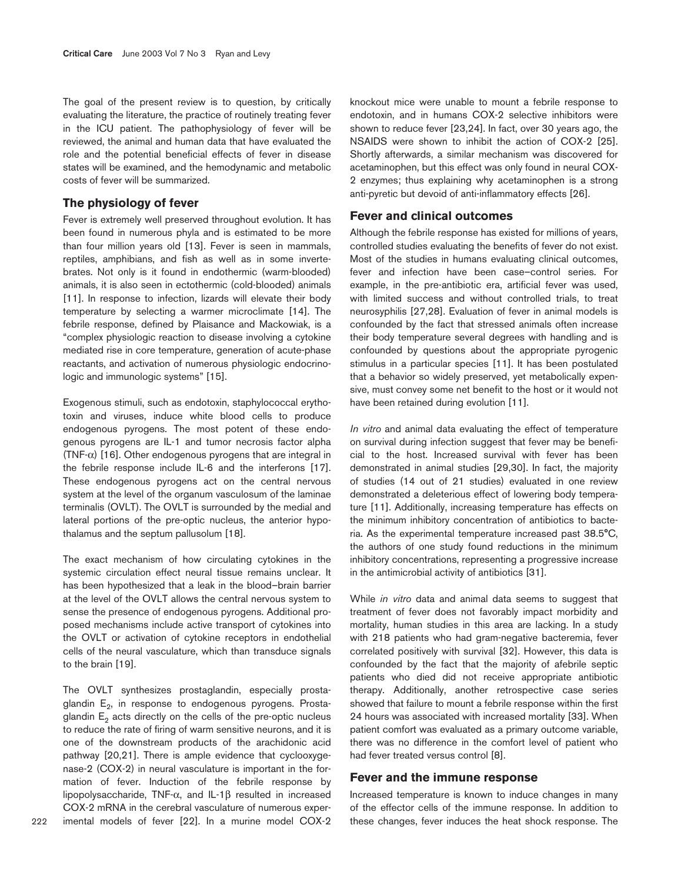The goal of the present review is to question, by critically evaluating the literature, the practice of routinely treating fever in the ICU patient. The pathophysiology of fever will be reviewed, the animal and human data that have evaluated the role and the potential beneficial effects of fever in disease states will be examined, and the hemodynamic and metabolic costs of fever will be summarized.

## The physiology of fever

Fever is extremely well preserved throughout evolution. It has been found in numerous phyla and is estimated to be more than four million years old [13]. Fever is seen in mammals, reptiles, amphibians, and fish as well as in some invertebrates. Not only is it found in endothermic (warm-blooded) animals, it is also seen in ectothermic (cold-blooded) animals [11]. In response to infection, lizards will elevate their body temperature by selecting a warmer microclimate [14]. The febrile response, defined by Plaisance and Mackowiak, is a "complex physiologic reaction to disease involving a cytokine mediated rise in core temperature, generation of acute-phase reactants, and activation of numerous physiologic endocrinologic and immunologic systems" [15].

Exogenous stimuli, such as endotoxin, staphylococcal erythotoxin and viruses, induce white blood cells to produce endogenous pyrogens. The most potent of these endogenous pyrogens are IL-1 and tumor necrosis factor alpha (TNF-$\alpha$) [16]. Other endogenous pyrogens that are integral in the febrile response include IL-6 and the interferons [17]. These endogenous pyrogens act on the central nervous system at the level of the organum vasculosum of the laminae terminalis (OVLT). The OVLT is surrounded by the medial and lateral portions of the pre-optic nucleus, the anterior hypothalamus and the septum pallusolum [18].

The exact mechanism of how circulating cytokines in the systemic circulation effect neural tissue remains unclear. It has been hypothesized that a leak in the blood–brain barrier at the level of the OVLT allows the central nervous system to sense the presence of endogenous pyrogens. Additional proposed mechanisms include active transport of cytokines into the OVLT or activation of cytokine receptors in endothelial cells of the neural vasculature, which than transduce signals to the brain [19].

The OVLT synthesizes prostaglandin, especially prostaglandin $E_2$, in response to endogenous pyrogens. Prostaglandin $E_2$ acts directly on the cells of the pre-optic nucleus to reduce the rate of firing of warm sensitive neurons, and it is one of the downstream products of the arachidonic acid pathway [20,21]. There is ample evidence that cyclooxygenase-2 (COX-2) in neural vasculature is important in the formation of fever. Induction of the febrile response by lipopolysaccharide, TNF-$\alpha$, and IL-1$\beta$ resulted in increased COX-2 mRNA in the cerebral vasculature of numerous experimental models of fever [22]. In a murine model COX-2 knockout mice were unable to mount a febrile response to endotoxin, and in humans COX-2 selective inhibitors were shown to reduce fever [23,24]. In fact, over 30 years ago, the NSAIDS were shown to inhibit the action of COX-2 [25]. Shortly afterwards, a similar mechanism was discovered for acetaminophen, but this effect was only found in neural COX-2 enzymes; thus explaining why acetaminophen is a strong anti-pyretic but devoid of anti-inflammatory effects [26].

## Fever and clinical outcomes

Although the febrile response has existed for millions of years, controlled studies evaluating the benefits of fever do not exist. Most of the studies in humans evaluating clinical outcomes, fever and infection have been case–control series. For example, in the pre-antibiotic era, artificial fever was used, with limited success and without controlled trials, to treat neurosyphilis [27,28]. Evaluation of fever in animal models is confounded by the fact that stressed animals often increase their body temperature several degrees with handling and is confounded by questions about the appropriate pyrogenic stimulus in a particular species [11]. It has been postulated that a behavior so widely preserved, yet metabolically expensive, must convey some net benefit to the host or it would not have been retained during evolution [11].

*In vitro* and animal data evaluating the effect of temperature on survival during infection suggest that fever may be beneficial to the host. Increased survival with fever has been demonstrated in animal studies [29,30]. In fact, the majority of studies (14 out of 21 studies) evaluated in one review demonstrated a deleterious effect of lowering body temperature [11]. Additionally, increasing temperature has effects on the minimum inhibitory concentration of antibiotics to bacteria. As the experimental temperature increased past 38.5°C, the authors of one study found reductions in the minimum inhibitory concentrations, representing a progressive increase in the antimicrobial activity of antibiotics [31].

While *in vitro* data and animal data seems to suggest that treatment of fever does not favorably impact morbidity and mortality, human studies in this area are lacking. In a study with 218 patients who had gram-negative bacteremia, fever correlated positively with survival [32]. However, this data is confounded by the fact that the majority of afebrile septic patients who died did not receive appropriate antibiotic therapy. Additionally, another retrospective case series showed that failure to mount a febrile response within the first 24 hours was associated with increased mortality [33]. When patient comfort was evaluated as a primary outcome variable, there was no difference in the comfort level of patient who had fever treated versus control [8].

## Fever and the immune response

Increased temperature is known to induce changes in many of the effector cells of the immune response. In addition to these changes, fever induces the heat shock response. The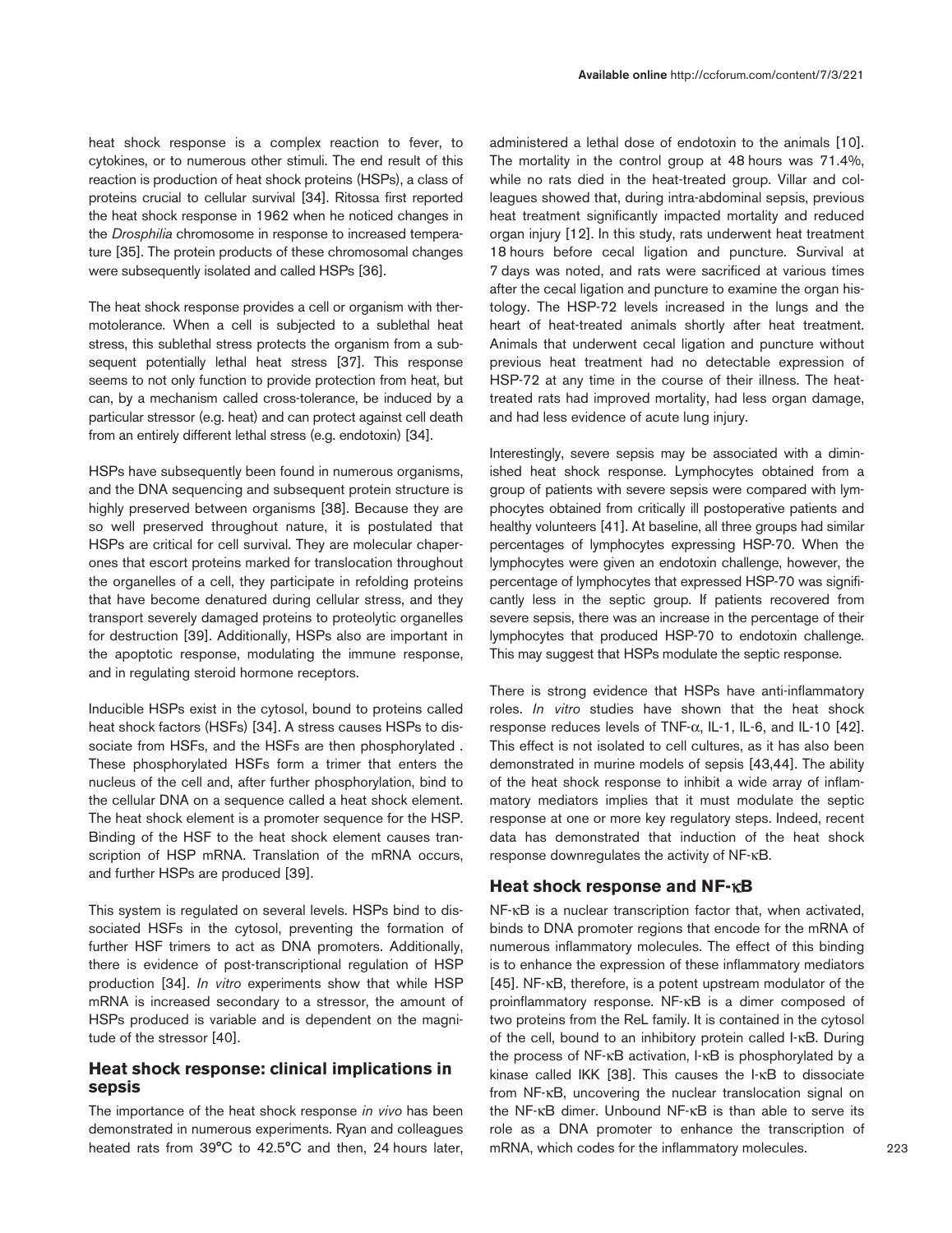heat shock response is a complex reaction to fever, to cytokines, or to numerous other stimuli. The end result of this reaction is production of heat shock proteins (HSPs), a class of proteins crucial to cellular survival [34]. Ritossa first reported the heat shock response in 1962 when he noticed changes in the *Drosphilia* chromosome in response to increased temperature [35]. The protein products of these chromosomal changes were subsequently isolated and called HSPs [36].

The heat shock response provides a cell or organism with thermotolerance. When a cell is subjected to a sublethal heat stress, this sublethal stress protects the organism from a subsequent potentially lethal heat stress [37]. This response seems to not only function to provide protection from heat, but can, by a mechanism called cross-tolerance, be induced by a particular stressor (e.g. heat) and can protect against cell death from an entirely different lethal stress (e.g. endotoxin) [34].

HSPs have subsequently been found in numerous organisms, and the DNA sequencing and subsequent protein structure is highly preserved between organisms [38]. Because they are so well preserved throughout nature, it is postulated that HSPs are critical for cell survival. They are molecular chaperones that escort proteins marked for translocation throughout the organelles of a cell, they participate in refolding proteins that have become denatured during cellular stress, and they transport severely damaged proteins to proteolytic organelles for destruction [39]. Additionally, HSPs also are important in the apoptotic response, modulating the immune response, and in regulating steroid hormone receptors.

Inducible HSPs exist in the cytosol, bound to proteins called heat shock factors (HSFs) [34]. A stress causes HSPs to dissociate from HSFs, and the HSFs are then phosphorylated . These phosphorylated HSFs form a trimer that enters the nucleus of the cell and, after further phosphorylation, bind to the cellular DNA on a sequence called a heat shock element. The heat shock element is a promoter sequence for the HSP. Binding of the HSF to the heat shock element causes transcription of HSP mRNA. Translation of the mRNA occurs, and further HSPs are produced [39].

This system is regulated on several levels. HSPs bind to dissociated HSFs in the cytosol, preventing the formation of further HSF trimers to act as DNA promoters. Additionally, there is evidence of post-transcriptional regulation of HSP production [34]. *In vitro* experiments show that while HSP mRNA is increased secondary to a stressor, the amount of HSPs produced is variable and is dependent on the magnitude of the stressor [40].

## Heat shock response: clinical implications in sepsis

The importance of the heat shock response *in vivo* has been demonstrated in numerous experiments. Ryan and colleagues heated rats from 39°C to 42.5°C and then, 24 hours later, administered a lethal dose of endotoxin to the animals [10]. The mortality in the control group at 48 hours was 71.4%, while no rats died in the heat-treated group. Villar and colleagues showed that, during intra-abdominal sepsis, previous heat treatment significantly impacted mortality and reduced organ injury [12]. In this study, rats underwent heat treatment 18 hours before cecal ligation and puncture. Survival at 7 days was noted, and rats were sacrificed at various times after the cecal ligation and puncture to examine the organ histology. The HSP-72 levels increased in the lungs and the heart of heat-treated animals shortly after heat treatment. Animals that underwent cecal ligation and puncture without previous heat treatment had no detectable expression of HSP-72 at any time in the course of their illness. The heat-treated rats had improved mortality, had less organ damage, and had less evidence of acute lung injury.

Interestingly, severe sepsis may be associated with a diminished heat shock response. Lymphocytes obtained from a group of patients with severe sepsis were compared with lymphocytes obtained from critically ill postoperative patients and healthy volunteers [41]. At baseline, all three groups had similar percentages of lymphocytes expressing HSP-70. When the lymphocytes were given an endotoxin challenge, however, the percentage of lymphocytes that expressed HSP-70 was significantly less in the septic group. If patients recovered from severe sepsis, there was an increase in the percentage of their lymphocytes that produced HSP-70 to endotoxin challenge. This may suggest that HSPs modulate the septic response.

There is strong evidence that HSPs have anti-inflammatory roles. *In vitro* studies have shown that the heat shock response reduces levels of TNF-$\alpha$, IL-1, IL-6, and IL-10 [42]. This effect is not isolated to cell cultures, as it has also been demonstrated in murine models of sepsis [43,44]. The ability of the heat shock response to inhibit a wide array of inflammatory mediators implies that it must modulate the septic response at one or more key regulatory steps. Indeed, recent data has demonstrated that induction of the heat shock response downregulates the activity of NF-$\kappa$B.

## Heat shock response and NF-$\kappa$B

NF-$\kappa$B is a nuclear transcription factor that, when activated, binds to DNA promoter regions that encode for the mRNA of numerous inflammatory molecules. The effect of this binding is to enhance the expression of these inflammatory mediators [45]. NF-$\kappa$B, therefore, is a potent upstream modulator of the proinflammatory response. NF-$\kappa$B is a dimer composed of two proteins from the ReL family. It is contained in the cytosol of the cell, bound to an inhibitory protein called I-$\kappa$B. During the process of NF-$\kappa$B activation, I-$\kappa$B is phosphorylated by a kinase called IKK [38]. This causes the I-$\kappa$B to dissociate from NF-$\kappa$B, uncovering the nuclear translocation signal on the NF-$\kappa$B dimer. Unbound NF-$\kappa$B is than able to serve its role as a DNA promoter to enhance the transcription of mRNA, which codes for the inflammatory molecules.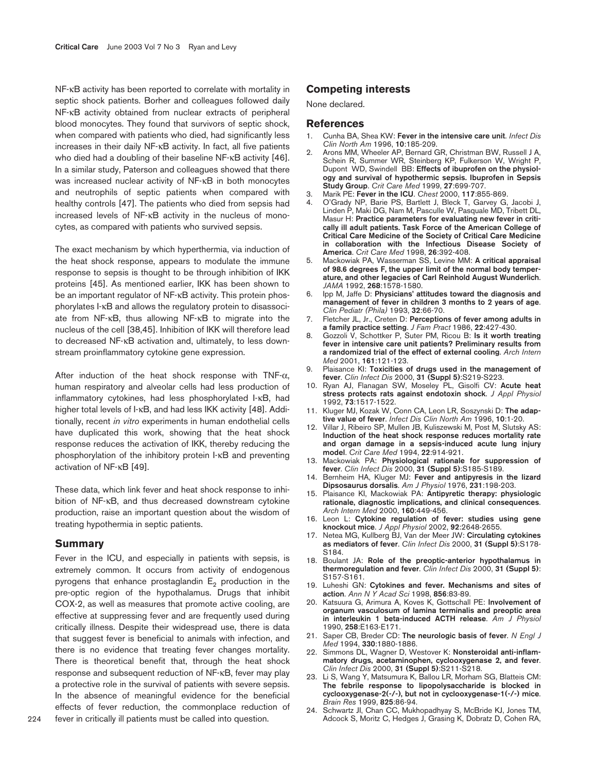NF-κB activity has been reported to correlate with mortality in septic shock patients. Borher and colleagues followed daily NF-κB activity obtained from nuclear extracts of peripheral blood monocytes. They found that survivors of septic shock, when compared with patients who died, had significantly less increases in their daily NF-κB activity. In fact, all five patients who died had a doubling of their baseline NF-κB activity [46]. In a similar study, Paterson and colleagues showed that there was increased nuclear activity of NF-κB in both monocytes and neutrophils of septic patients when compared with healthy controls [47]. The patients who died from sepsis had increased levels of NF-κB activity in the nucleus of monocytes, as compared with patients who survived sepsis.

The exact mechanism by which hyperthermia, via induction of the heat shock response, appears to modulate the immune response to sepsis is thought to be through inhibition of IKK proteins [45]. As mentioned earlier, IKK has been shown to be an important regulator of NF-κB activity. This protein phosphorylates I-κB and allows the regulatory protein to disassociate from NF-κB, thus allowing NF-κB to migrate into the nucleus of the cell [38,45]. Inhibition of IKK will therefore lead to decreased NF-κB activation and, ultimately, to less downstream proinflammatory cytokine gene expression.

After induction of the heat shock response with TNF-α, human respiratory and alveolar cells had less production of inflammatory cytokines, had less phosphorylated I-κB, had higher total levels of I-κB, and had less IKK activity [48]. Additionally, recent *in vitro* experiments in human endothelial cells have duplicated this work, showing that the heat shock response reduces the activation of IKK, thereby reducing the phosphorylation of the inhibitory protein I-κB and preventing activation of NF-κB [49].

These data, which link fever and heat shock response to inhibition of NF-κB, and thus decreased downstream cytokine production, raise an important question about the wisdom of treating hypothermia in septic patients.

## Summary

Fever in the ICU, and especially in patients with sepsis, is extremely common. It occurs from activity of endogenous pyrogens that enhance prostaglandin $E_2$ production in the pre-optic region of the hypothalamus. Drugs that inhibit COX-2, as well as measures that promote active cooling, are effective at suppressing fever and are frequently used during critically illness. Despite their widespread use, there is data that suggest fever is beneficial to animals with infection, and there is no evidence that treating fever changes mortality. There is theoretical benefit that, through the heat shock response and subsequent reduction of NF-κB, fever may play a protective role in the survival of patients with severe sepsis. In the absence of meaningful evidence for the beneficial effects of fever reduction, the commonplace reduction of fever in critically ill patients must be called into question.

## Competing interests

None declared.

## References

1. Cunha BA, Shea KW: **Fever in the intensive care unit**. *Infect Dis Clin North Am* 1996, **10**:185-209.
2. Arons MM, Wheeler AP, Bernard GR, Christman BW, Russell J A, Schein R, Summer WR, Steinberg KP, Fulkerson W, Wright P, Dupont WD, Swindell BB: **Effects of ibuprofen on the physiology and survival of hypothermic sepsis. Ibuprofen in Sepsis Study Group**. *Crit Care Med* 1999, **27**:699-707.
3. Marik PE: **Fever in the ICU**. *Chest* 2000, **117**:855-869.
4. O'Grady NP, Barie PS, Bartlett J, Bleck T, Garvey G, Jacobi J, Linden P, Maki DG, Nam M, Pasculle W, Pasquale MD, Tribett DL, Masur H: **Practice parameters for evaluating new fever in critically ill adult patients. Task Force of the American College of Critical Care Medicine of the Society of Critical Care Medicine in collaboration with the Infectious Disease Society of America**. *Crit Care Med* 1998, **26**:392-408.
5. Mackowiak PA, Wasserman SS, Levine MM: **A critical appraisal of 98.6 degrees F, the upper limit of the normal body temperature, and other legacies of Carl Reinhold August Wunderlich**. *JAMA* 1992, **268**:1578-1580.
6. Ipp M, Jaffe D: **Physicians' attitudes toward the diagnosis and management of fever in children 3 months to 2 years of age**. *Clin Pediatr (Phila)* 1993, **32**:66-70.
7. Fletcher JL, Jr., Creten D: **Perceptions of fever among adults in a family practice setting**. *J Fam Pract* 1986, **22**:427-430.
8. Gozzoli V, Schottker P, Suter PM, Ricou B: **Is it worth treating fever in intensive care unit patients? Preliminary results from a randomized trial of the effect of external cooling**. *Arch Intern Med* 2001, **161**:121-123.
9. Plaisance KI: **Toxicities of drugs used in the management of fever**. *Clin Infect Dis* 2000, **31 (Suppl 5)**:S219-S223.
10. Ryan AJ, Flanagan SW, Moseley PL, Gisolfi CV: **Acute heat stress protects rats against endotoxin shock**. *J Appl Physiol* 1992, **73**:1517-1522.
11. Kluger MJ, Kozak W, Conn CA, Leon LR, Soszynski D: **The adaptive value of fever**. *Infect Dis Clin North Am* 1996, **10**:1-20.
12. Villar J, Ribeiro SP, Mullen JB, Kuliszewski M, Post M, Slutsky AS: **Induction of the heat shock response reduces mortality rate and organ damage in a sepsis-induced acute lung injury model**. *Crit Care Med* 1994, **22**:914-921.
13. Mackowiak PA: **Physiological rationale for suppression of fever**. *Clin Infect Dis* 2000, **31 (Suppl 5)**:S185-S189.
14. Bernheim HA, Kluger MJ: **Fever and antipyresis in the lizard Dipsosaurus dorsalis**. *Am J Physiol* 1976, **231**:198-203.
15. Plaisance KI, Mackowiak PA: **Antipyretic therapy: physiologic rationale, diagnostic implications, and clinical consequences**. *Arch Intern Med* 2000, **160**:449-456.
16. Leon L: **Cytokine regulation of fever: studies using gene knockout mice**. *J Appl Physiol* 2002, **92**:2648-2655.
17. Netea MG, Kullberg BJ, Van der Meer JW: **Circulating cytokines as mediators of fever**. *Clin Infect Dis* 2000, **31 (Suppl 5)**:S178-S184.
18. Boulant JA: **Role of the preoptic-anterior hypothalamus in thermoregulation and fever**. *Clin Infect Dis* 2000, **31 (Suppl 5)**: S157-S161.
19. Luheshi GN: **Cytokines and fever. Mechanisms and sites of action**. *Ann N Y Acad Sci* 1998, **856**:83-89.
20. Katsuura G, Arimura A, Koves K, Gottschall PE: **Involvement of organum vasculosum of lamina terminalis and preoptic area in interleukin 1 beta-induced ACTH release**. *Am J Physiol* 1990, **258**:E163-E171.
21. Saper CB, Breder CD: **The neurologic basis of fever**. *N Engl J Med* 1994, **330**:1880-1886.
22. Simmons DL, Wagner D, Westover K: **Nonsteroidal anti-inflammatory drugs, acetaminophen, cyclooxygenase 2, and fever**. *Clin Infect Dis* 2000, **31 (Suppl 5)**:S211-S218.
23. Li S, Wang Y, Matsumura K, Ballou LR, Morham SG, Blatteis CM: **The febrile response to lipopolysaccharide is blocked in cyclooxygenase-2(-/-), but not in cyclooxygenase-1(-/-) mice**. *Brain Res* 1999, **825**:86-94.
24. Schwartz JI, Chan CC, Mukhopadhyay S, McBride KJ, Jones TM, Adcock S, Moritz C, Hedges J, Grasing K, Dobratz D, Cohen RA,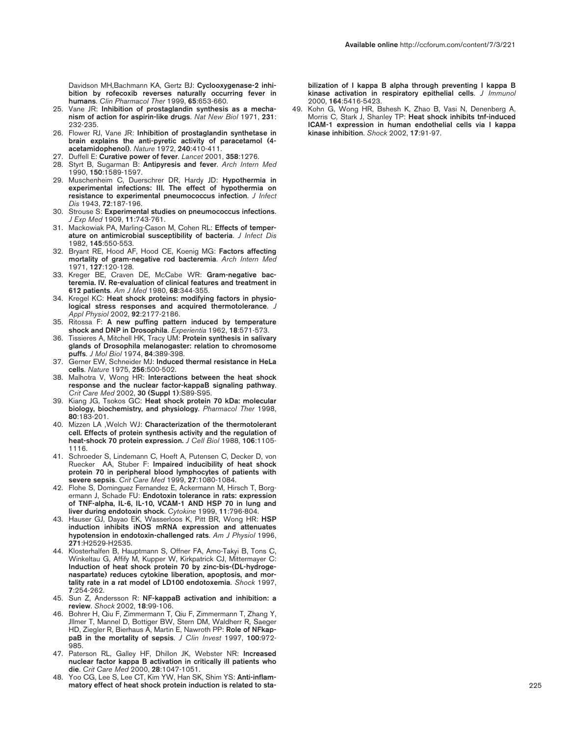Davidson MH,Bachmann KA, Gertz BJ: **Cyclooxygenase-2 inhibition by rofecoxib reverses naturally occurring fever in humans**. *Clin Pharmacol Ther* 1999, **65**:653-660.

25. Vane JR: **Inhibition of prostaglandin synthesis as a mechanism of action for aspirin-like drugs**. *Nat New Biol* 1971, **231**: 232-235.
26. Flower RJ, Vane JR: **Inhibition of prostaglandin synthetase in brain explains the anti-pyretic activity of paracetamol (4-acetamidophenol)**. *Nature* 1972, **240**:410-411.
27. Duffell E: **Curative power of fever**. *Lancet* 2001, **358**:1276.
28. Styrt B, Sugarman B: **Antipyresis and fever**. *Arch Intern Med* 1990, **150**:1589-1597.
29. Muschenheim C, Duerschrer DR, Hardy JD: **Hypothermia in experimental infections: III. The effect of hypothermia on resistance to experimental pneumococcus infection**. *J Infect Dis* 1943, **72**:187-196.
30. Strouse S: **Experimental studies on pneumococcus infections**. *J Exp Med* 1909, **11**:743-761.
31. Mackowiak PA, Marling-Cason M, Cohen RL: **Effects of temperature on antimicrobial susceptibility of bacteria**. *J Infect Dis* 1982, **145**:550-553.
32. Bryant RE, Hood AF, Hood CE, Koenig MG: **Factors affecting mortality of gram-negative rod bacteremia**. *Arch Intern Med* 1971, **127**:120-128.
33. Kreger BE, Craven DE, McCabe WR: **Gram-negative bacteremia. IV. Re-evaluation of clinical features and treatment in 612 patients**. *Am J Med* 1980, **68**:344-355.
34. Kregel KC: **Heat shock proteins: modifying factors in physiological stress responses and acquired thermotolerance**. *J Appl Physiol* 2002, **92**:2177-2186.
35. Ritossa F: **A new puffing pattern induced by temperature shock and DNP in Drosophila**. *Experientia* 1962, **18**:571-573.
36. Tissieres A, Mitchell HK, Tracy UM: **Protein synthesis in salivary glands of Drosophila melanogaster: relation to chromosome puffs**. *J Mol Biol* 1974, **84**:389-398.
37. Gerner EW, Schneider MJ: **Induced thermal resistance in HeLa cells**. *Nature* 1975, **256**:500-502.
38. Malhotra V, Wong HR: **Interactions between the heat shock response and the nuclear factor-kappaB signaling pathway**. *Crit Care Med* 2002, **30 (Suppl 1)**:S89-S95.
39. Kiang JG, Tsokos GC: **Heat shock protein 70 kDa: molecular biology, biochemistry, and physiology**. *Pharmacol Ther* 1998, **80**:183-201.
40. Mizzen LA ,Welch WJ: **Characterization of the thermotolerant cell. Effects of protein synthesis activity and the regulation of heat-shock 70 protein expression.** *J Cell Biol* 1988, **106**:1105-1116.
41. Schroeder S, Lindemann C, Hoeft A, Putensen C, Decker D, von Ruecker AA, Stuber F: **Impaired inducibility of heat shock protein 70 in peripheral blood lymphocytes of patients with severe sepsis**. *Crit Care Med* 1999, **27**:1080-1084.
42. Flohe S, Dominguez Fernandez E, Ackermann M, Hirsch T, Borgermann J, Schade FU: **Endotoxin tolerance in rats: expression of TNF-alpha, IL-6, IL-10, VCAM-1 AND HSP 70 in lung and liver during endotoxin shock**. *Cytokine* 1999, **11**:796-804.
43. Hauser GJ, Dayao EK, Wasserloos K, Pitt BR, Wong HR: **HSP induction inhibits iNOS mRNA expression and attenuates hypotension in endotoxin-challenged rats**. *Am J Physiol* 1996, **271**:H2529-H2535.
44. Klosterhalfen B, Hauptmann S, Offner FA, Amo-Takyi B, Tons C, Winkeltau G, Affify M, Kupper W, Kirkpatrick CJ, Mittermayer C: **Induction of heat shock protein 70 by zinc-bis-(DL-hydrogenaspartate) reduces cytokine liberation, apoptosis, and mortality rate in a rat model of LD100 endotoxemia**. *Shock* 1997, **7**:254-262.
45. Sun Z, Andersson R: **NF-kappaB activation and inhibition: a review**. *Shock* 2002, **18**:99-106.
46. Bohrer H, Qiu F, Zimmermann T, Qiu F, Zimmermann T, Zhang Y, Jllmer T, Mannel D, Bottiger BW, Stern DM, Waldherr R, Saeger HD, Ziegler R, Bierhaus A, Martin E, Nawroth PP: **Role of NFkappaB in the mortality of sepsis**. *J Clin Invest* 1997, **100**:972-985.
47. Paterson RL, Galley HF, Dhillon JK, Webster NR: **Increased nuclear factor kappa B activation in critically ill patients who die**. *Crit Care Med* 2000, **28**:1047-1051.
48. Yoo CG, Lee S, Lee CT, Kim YW, Han SK, Shim YS: **Anti-inflammatory effect of heat shock protein induction is related to stabilization of I kappa B alpha through preventing I kappa B kinase activation in respiratory epithelial cells**. *J Immunol* 2000, **164**:5416-5423.
49. Kohn G, Wong HR, Bshesh K, Zhao B, Vasi N, Denenberg A, Morris C, Stark J, Shanley TP: **Heat shock inhibits tnf-induced ICAM-1 expression in human endothelial cells via I kappa kinase inhibition**. *Shock* 2002, **17**:91-97.